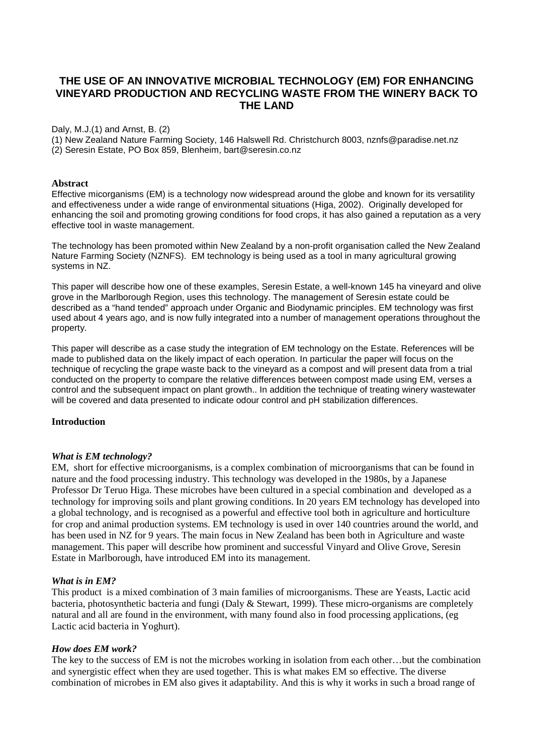# THE USE OF AN INNOVATIVE MICROBIAL TECHNOLOGY (EM) FOR ENHANCING VINEYARD PRODUCTION AND RECYCLING WASTE FROM THE WINERY BACK TO THE LAND

Daly, M.J.(1) and Arnst, B. (2)

(1) New Zealand Nature Farming Society, 146 Halswell Rd. Christchurch 8003, nznfs@paradise.net.nz

(2) Seresin Estate, PO Box 859, Blenheim, bart@seresin.co.nz

### Abstract

Effective micorganisms (EM) is a technology now widespread around the globe and known for its versatility and effectiveness under a wide range of environmental situations (Higa, 2002). Originally developed for enhancing the soil and promoting growing conditions for food crops, it has also gained a reputation as a very effective tool in waste management.

The technology has been promoted within New Zealand by a non-profit organisation called the New Zealand Nature Farming Society (NZNFS). EM technology is being used as a tool in many agricultural growing systems in NZ.

This paper will describe how one of these examples, Seresin Estate, a well-known 145 ha vineyard and olive grove in the Marlborough Region, uses this technology. The management of Seresin estate could be described as a "hand tended" approach under Organic and Biodynamic principles. EM technology was first used about 4 years ago, and is now fully integrated into a number of management operations throughout the property.

This paper will describe as a case study the integration of EM technology on the Estate. References will be made to published data on the likely impact of each operation. In particular the paper will focus on the technique of recycling the grape waste back to the vineyard as a compost and will present data from a trial conducted on the property to compare the relative differences between compost made using EM, verses a control and the subsequent impact on plant growth.. In addition the technique of treating winery wastewater will be covered and data presented to indicate odour control and pH stabilization differences.

### Introduction

#### *What is EM technology?*

EM, short for effective microorganisms, is a complex combination of microorganisms that can be found in nature and the food processing industry. This technology was developed in the 1980s, by a Japanese Professor Dr Teruo Higa. These microbes have been cultured in a special combination and developed as a technology for improving soils and plant growing conditions. In 20 years EM technology has developed into a global technology, and is recognised as a powerful and effective tool both in agriculture and horticulture for crop and animal production systems. EM technology is used in over 140 countries around the world, and has been used in NZ for 9 years. The main focus in New Zealand has been both in Agriculture and waste management. This paper will describe how prominent and successful Vinyard and Olive Grove, Seresin Estate in Marlborough, have introduced EM into its management.

#### *What is in EM?*

This product is a mixed combination of 3 main families of microorganisms. These are Yeasts, Lactic acid bacteria, photosynthetic bacteria and fungi (Daly & Stewart, 1999). These micro-organisms are completely natural and all are found in the environment, with many found also in food processing applications, (eg Lactic acid bacteria in Yoghurt).

#### *How does EM work?*

The key to the success of EM is not the microbes working in isolation from each other…but the combination and synergistic effect when they are used together. This is what makes EM so effective. The diverse combination of microbes in EM also gives it adaptability. And this is why it works in such a broad range of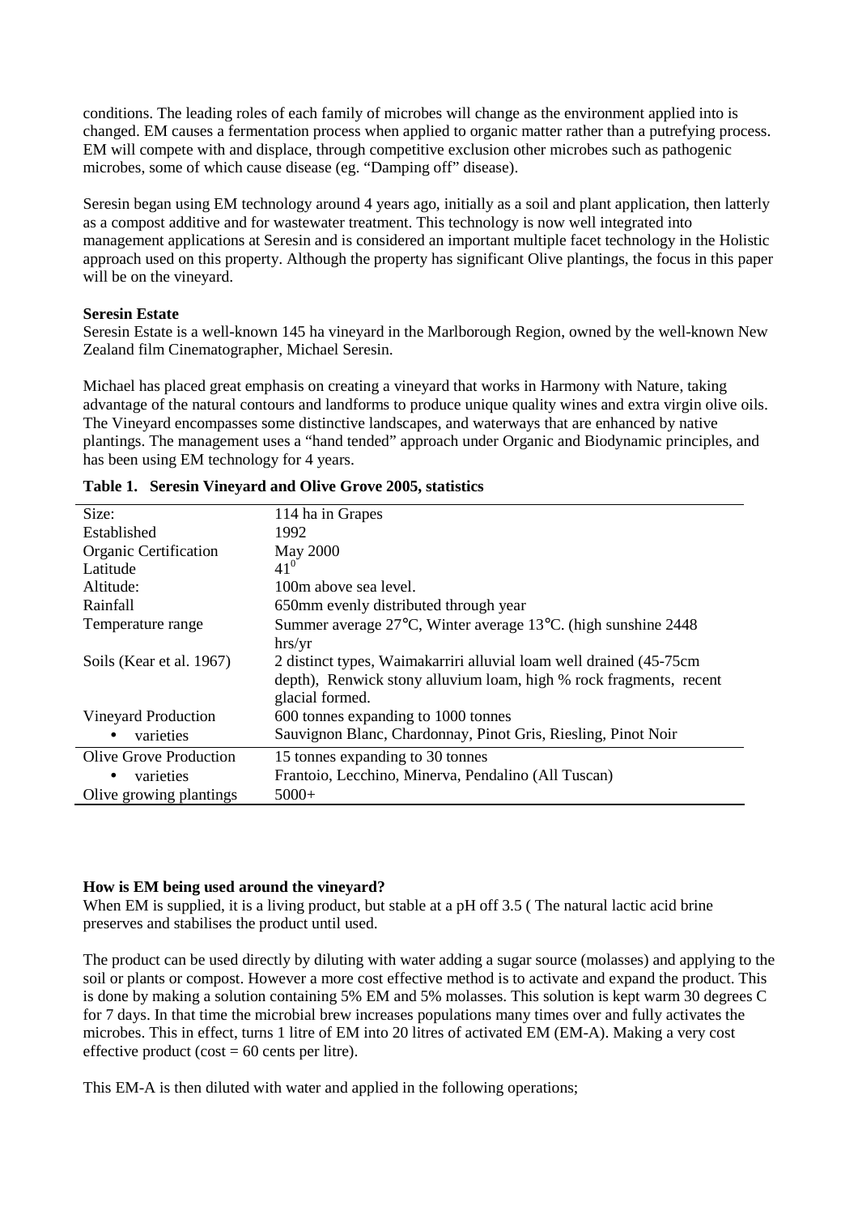conditions. The leading roles of each family of microbes will change as the environment applied into is changed. EM causes a fermentation process when applied to organic matter rather than a putrefying process. EM will compete with and displace, through competitive exclusion other microbes such as pathogenic microbes, some of which cause disease (eg. "Damping off" disease).

Seresin began using EM technology around 4 years ago, initially as a soil and plant application, then latterly as a compost additive and for wastewater treatment. This technology is now well integrated into management applications at Seresin and is considered an important multiple facet technology in the Holistic approach used on this property. Although the property has significant Olive plantings, the focus in this paper will be on the vineyard.

**Seresin Estate**

Seresin Estate is a well-known 145 ha vineyard in the Marlborough Region, owned by the well-known New Zealand film Cinematographer, Michael Seresin.

Michael has placed great emphasis on creating a vineyard that works in Harmony with Nature, taking advantage of the natural contours and landforms to produce unique quality wines and extra virgin olive oils. The Vineyard encompasses some distinctive landscapes, and waterways that are enhanced by native plantings. The management uses a "hand tended" approach under Organic and Biodynamic principles, and has been using EM technology for 4 years.

**Table 1. Seresin Vineyard and Olive Grove 2005, statistics**

| | |
|---|---|
| Size: | 114 ha in Grapes |
| Established | 1992 |
| Organic Certification | May 2000 |
| Latitude | $41^0$ |
| Altitude: | 100m above sea level. |
| Rainfall | 650mm evenly distributed through year |
| Temperature range | Summer average 27°C, Winter average 13°C. (high sunshine 2448 hrs/yr |
| Soils (Kear et al. 1967) | 2 distinct types, Waimakarriri alluvial loam well drained (45-75cm depth), Renwick stony alluvium loam, high % rock fragments, recent glacial formed. |
| Vineyard Production | 600 tonnes expanding to 1000 tonnes |
| • varieties | Sauvignon Blanc, Chardonnay, Pinot Gris, Riesling, Pinot Noir |
| Olive Grove Production | 15 tonnes expanding to 30 tonnes |
| • varieties | Frantoio, Lecchino, Minerva, Pendalino (All Tuscan) |
| Olive growing plantings | 5000+ |

**How is EM being used around the vineyard?**

When EM is supplied, it is a living product, but stable at a pH off 3.5 ( The natural lactic acid brine preserves and stabilises the product until used.

The product can be used directly by diluting with water adding a sugar source (molasses) and applying to the soil or plants or compost. However a more cost effective method is to activate and expand the product. This is done by making a solution containing 5% EM and 5% molasses. This solution is kept warm 30 degrees C for 7 days. In that time the microbial brew increases populations many times over and fully activates the microbes. This in effect, turns 1 litre of EM into 20 litres of activated EM (EM-A). Making a very cost effective product (cost = 60 cents per litre).

This EM-A is then diluted with water and applied in the following operations;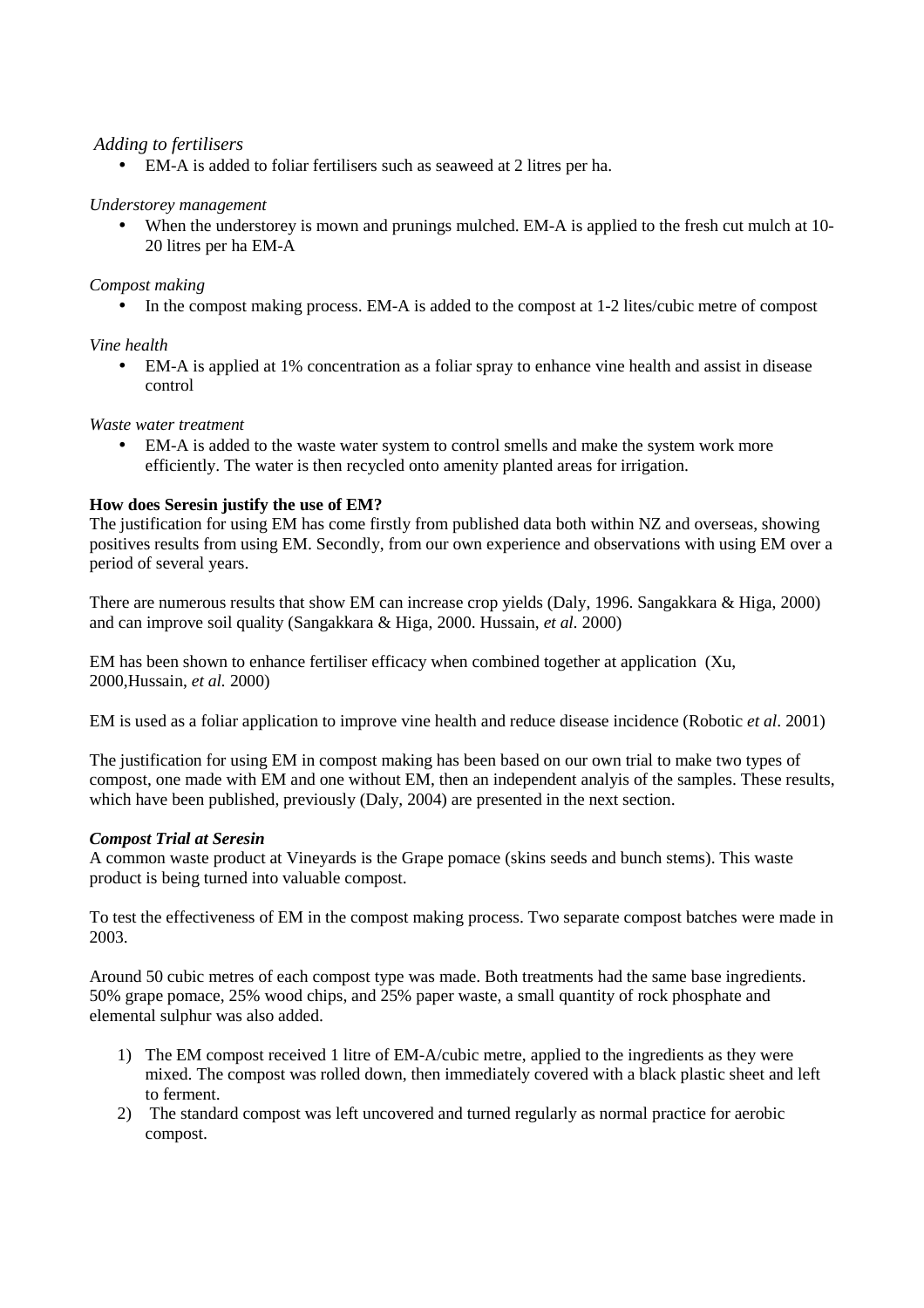*Adding to fertilisers*

- EM-A is added to foliar fertilisers such as seaweed at 2 litres per ha.

*Understorey management*

- When the understorey is mown and prunings mulched. EM-A is applied to the fresh cut mulch at 10-20 litres per ha EM-A

*Compost making*

- In the compost making process. EM-A is added to the compost at 1-2 lites/cubic metre of compost

*Vine health*

- EM-A is applied at 1% concentration as a foliar spray to enhance vine health and assist in disease control

*Waste water treatment*

- EM-A is added to the waste water system to control smells and make the system work more efficiently. The water is then recycled onto amenity planted areas for irrigation.

**How does Seresin justify the use of EM?**

The justification for using EM has come firstly from published data both within NZ and overseas, showing positives results from using EM. Secondly, from our own experience and observations with using EM over a period of several years.

There are numerous results that show EM can increase crop yields (Daly, 1996. Sangakkara & Higa, 2000) and can improve soil quality (Sangakkara & Higa, 2000. Hussain, *et al.* 2000)

EM has been shown to enhance fertiliser efficacy when combined together at application (Xu, 2000,Hussain, *et al.* 2000)

EM is used as a foliar application to improve vine health and reduce disease incidence (Robotic *et al*. 2001)

The justification for using EM in compost making has been based on our own trial to make two types of compost, one made with EM and one without EM, then an independent analyis of the samples. These results, which have been published, previously (Daly, 2004) are presented in the next section.

***Compost Trial at Seresin***

A common waste product at Vineyards is the Grape pomace (skins seeds and bunch stems). This waste product is being turned into valuable compost.

To test the effectiveness of EM in the compost making process. Two separate compost batches were made in 2003.

Around 50 cubic metres of each compost type was made. Both treatments had the same base ingredients. 50% grape pomace, 25% wood chips, and 25% paper waste, a small quantity of rock phosphate and elemental sulphur was also added.

1) The EM compost received 1 litre of EM-A/cubic metre, applied to the ingredients as they were mixed. The compost was rolled down, then immediately covered with a black plastic sheet and left to ferment.
2) The standard compost was left uncovered and turned regularly as normal practice for aerobic compost.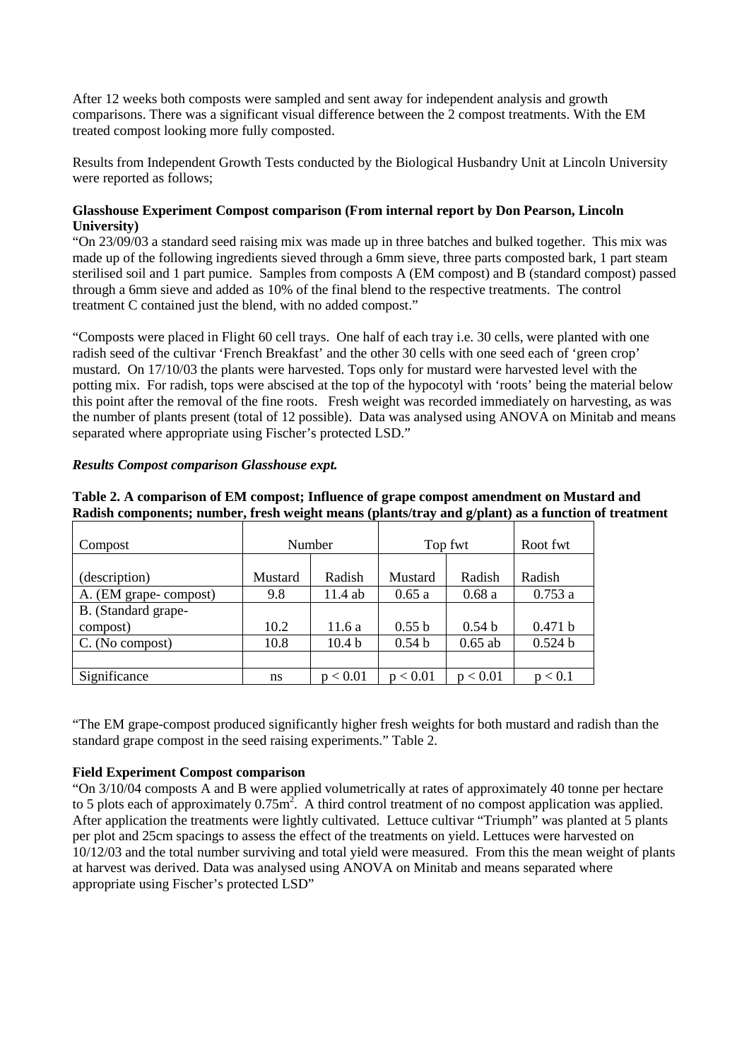After 12 weeks both composts were sampled and sent away for independent analysis and growth comparisons. There was a significant visual difference between the 2 compost treatments. With the EM treated compost looking more fully composted.

Results from Independent Growth Tests conducted by the Biological Husbandry Unit at Lincoln University were reported as follows;

**Glasshouse Experiment Compost comparison (From internal report by Don Pearson, Lincoln University)**

"On 23/09/03 a standard seed raising mix was made up in three batches and bulked together. This mix was made up of the following ingredients sieved through a 6mm sieve, three parts composted bark, 1 part steam sterilised soil and 1 part pumice. Samples from composts A (EM compost) and B (standard compost) passed through a 6mm sieve and added as 10% of the final blend to the respective treatments. The control treatment C contained just the blend, with no added compost."

"Composts were placed in Flight 60 cell trays. One half of each tray i.e. 30 cells, were planted with one radish seed of the cultivar 'French Breakfast' and the other 30 cells with one seed each of 'green crop' mustard. On 17/10/03 the plants were harvested. Tops only for mustard were harvested level with the potting mix. For radish, tops were abscised at the top of the hypocotyl with 'roots' being the material below this point after the removal of the fine roots. Fresh weight was recorded immediately on harvesting, as was the number of plants present (total of 12 possible). Data was analysed using ANOVA on Minitab and means separated where appropriate using Fischer's protected LSD."

***Results Compost comparison Glasshouse expt.***

**Table 2. A comparison of EM compost; Influence of grape compost amendment on Mustard and Radish components; number, fresh weight means (plants/tray and g/plant) as a function of treatment**

| Compost | Number | | Top fwt | | Root fwt |
|---|---|---|---|---|---|
| (description) | Mustard | Radish | Mustard | Radish | Radish |
| A. (EM grape- compost) | 9.8 | 11.4 ab | 0.65 a | 0.68 a | 0.753 a |
| B. (Standard grape-compost) | 10.2 | 11.6 a | 0.55 b | 0.54 b | 0.471 b |
| C. (No compost) | 10.8 | 10.4 b | 0.54 b | 0.65 ab | 0.524 b |
| | | | | | |
| Significance | ns | $p < 0.01$ | $p < 0.01$ | $p < 0.01$ | $p < 0.1$ |

"The EM grape-compost produced significantly higher fresh weights for both mustard and radish than the standard grape compost in the seed raising experiments." Table 2.

**Field Experiment Compost comparison**

"On 3/10/04 composts A and B were applied volumetrically at rates of approximately 40 tonne per hectare to 5 plots each of approximately $0.75m^2$. A third control treatment of no compost application was applied. After application the treatments were lightly cultivated. Lettuce cultivar "Triumph" was planted at 5 plants per plot and 25cm spacings to assess the effect of the treatments on yield. Lettuces were harvested on 10/12/03 and the total number surviving and total yield were measured. From this the mean weight of plants at harvest was derived. Data was analysed using ANOVA on Minitab and means separated where appropriate using Fischer's protected LSD"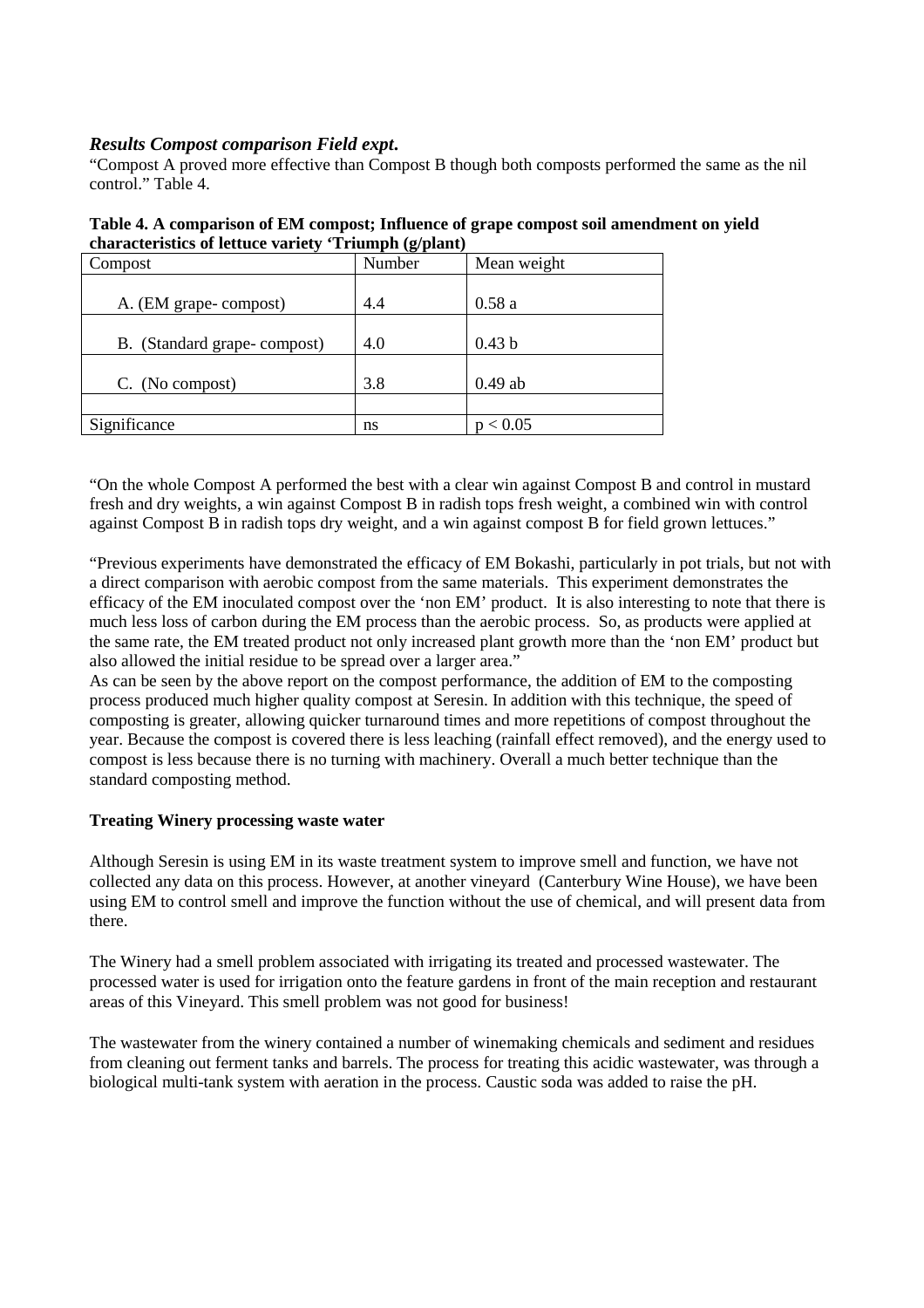### *Results Compost comparison Field expt.*

"Compost A proved more effective than Compost B though both composts performed the same as the nil control." Table 4.

**Table 4. A comparison of EM compost; Influence of grape compost soil amendment on yield characteristics of lettuce variety 'Triumph (g/plant)**

| Compost | Number | Mean weight |
|---|---|---|
| A. (EM grape- compost) | 4.4 | 0.58 a |
| B. (Standard grape- compost) | 4.0 | 0.43 b |
| C. (No compost) | 3.8 | 0.49 ab |
| | | |
| Significance | ns | $p < 0.05$ |

"On the whole Compost A performed the best with a clear win against Compost B and control in mustard fresh and dry weights, a win against Compost B in radish tops fresh weight, a combined win with control against Compost B in radish tops dry weight, and a win against compost B for field grown lettuces."

"Previous experiments have demonstrated the efficacy of EM Bokashi, particularly in pot trials, but not with a direct comparison with aerobic compost from the same materials. This experiment demonstrates the efficacy of the EM inoculated compost over the 'non EM' product. It is also interesting to note that there is much less loss of carbon during the EM process than the aerobic process. So, as products were applied at the same rate, the EM treated product not only increased plant growth more than the 'non EM' product but also allowed the initial residue to be spread over a larger area."

As can be seen by the above report on the compost performance, the addition of EM to the composting process produced much higher quality compost at Seresin. In addition with this technique, the speed of composting is greater, allowing quicker turnaround times and more repetitions of compost throughout the year. Because the compost is covered there is less leaching (rainfall effect removed), and the energy used to compost is less because there is no turning with machinery. Overall a much better technique than the standard composting method.

**Treating Winery processing waste water**

Although Seresin is using EM in its waste treatment system to improve smell and function, we have not collected any data on this process. However, at another vineyard (Canterbury Wine House), we have been using EM to control smell and improve the function without the use of chemical, and will present data from there.

The Winery had a smell problem associated with irrigating its treated and processed wastewater. The processed water is used for irrigation onto the feature gardens in front of the main reception and restaurant areas of this Vineyard. This smell problem was not good for business!

The wastewater from the winery contained a number of winemaking chemicals and sediment and residues from cleaning out ferment tanks and barrels. The process for treating this acidic wastewater, was through a biological multi-tank system with aeration in the process. Caustic soda was added to raise the pH.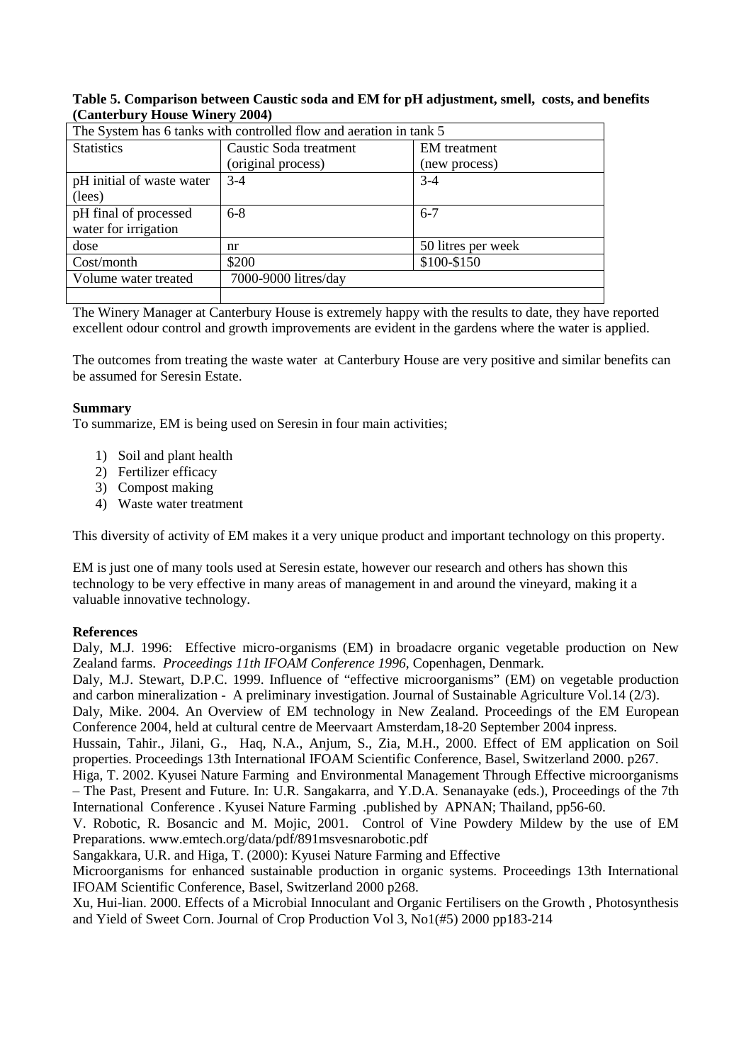**Table 5. Comparison between Caustic soda and EM for pH adjustment, smell, costs, and benefits (Canterbury House Winery 2004)**

| The System has 6 tanks with controlled flow and aeration in tank 5 | | |
|---|---|---|
| Statistics | Caustic Soda treatment (original process) | EM treatment (new process) |
| pH initial of waste water (lees) | 3-4 | 3-4 |
| pH final of processed water for irrigation | 6-8 | 6-7 |
| dose | nr | 50 litres per week |
| Cost/month | \$200 | \$100-\$150 |
| Volume water treated | 7000-9000 litres/day | |
| | | |

The Winery Manager at Canterbury House is extremely happy with the results to date, they have reported excellent odour control and growth improvements are evident in the gardens where the water is applied.

The outcomes from treating the waste water at Canterbury House are very positive and similar benefits can be assumed for Seresin Estate.

**Summary**

To summarize, EM is being used on Seresin in four main activities;

1) Soil and plant health
2) Fertilizer efficacy
3) Compost making
4) Waste water treatment

This diversity of activity of EM makes it a very unique product and important technology on this property.

EM is just one of many tools used at Seresin estate, however our research and others has shown this technology to be very effective in many areas of management in and around the vineyard, making it a valuable innovative technology.

**References**

Daly, M.J. 1996: Effective micro-organisms (EM) in broadacre organic vegetable production on New Zealand farms. *Proceedings 11th IFOAM Conference 1996*, Copenhagen, Denmark.

Daly, M.J. Stewart, D.P.C. 1999. Influence of "effective microorganisms" (EM) on vegetable production and carbon mineralization - A preliminary investigation. Journal of Sustainable Agriculture Vol.14 (2/3).

Daly, Mike. 2004. An Overview of EM technology in New Zealand. Proceedings of the EM European Conference 2004, held at cultural centre de Meervaart Amsterdam,18-20 September 2004 inpress.

Hussain, Tahir., Jilani, G., Haq, N.A., Anjum, S., Zia, M.H., 2000. Effect of EM application on Soil properties. Proceedings 13th International IFOAM Scientific Conference, Basel, Switzerland 2000. p267.

Higa, T. 2002. Kyusei Nature Farming and Environmental Management Through Effective microorganisms – The Past, Present and Future. In: U.R. Sangakarra, and Y.D.A. Senanayake (eds.), Proceedings of the 7th International Conference . Kyusei Nature Farming .published by APNAN; Thailand, pp56-60.

V. Robotic, R. Bosancic and M. Mojic, 2001. Control of Vine Powdery Mildew by the use of EM Preparations. www.emtech.org/data/pdf/891msvesnarobotic.pdf

Sangakkara, U.R. and Higa, T. (2000): Kyusei Nature Farming and Effective Microorganisms for enhanced sustainable production in organic systems. Proceedings 13th International IFOAM Scientific Conference, Basel, Switzerland 2000 p268.

Xu, Hui-lian. 2000. Effects of a Microbial Innoculant and Organic Fertilisers on the Growth , Photosynthesis and Yield of Sweet Corn. Journal of Crop Production Vol 3, No1(#5) 2000 pp183-214